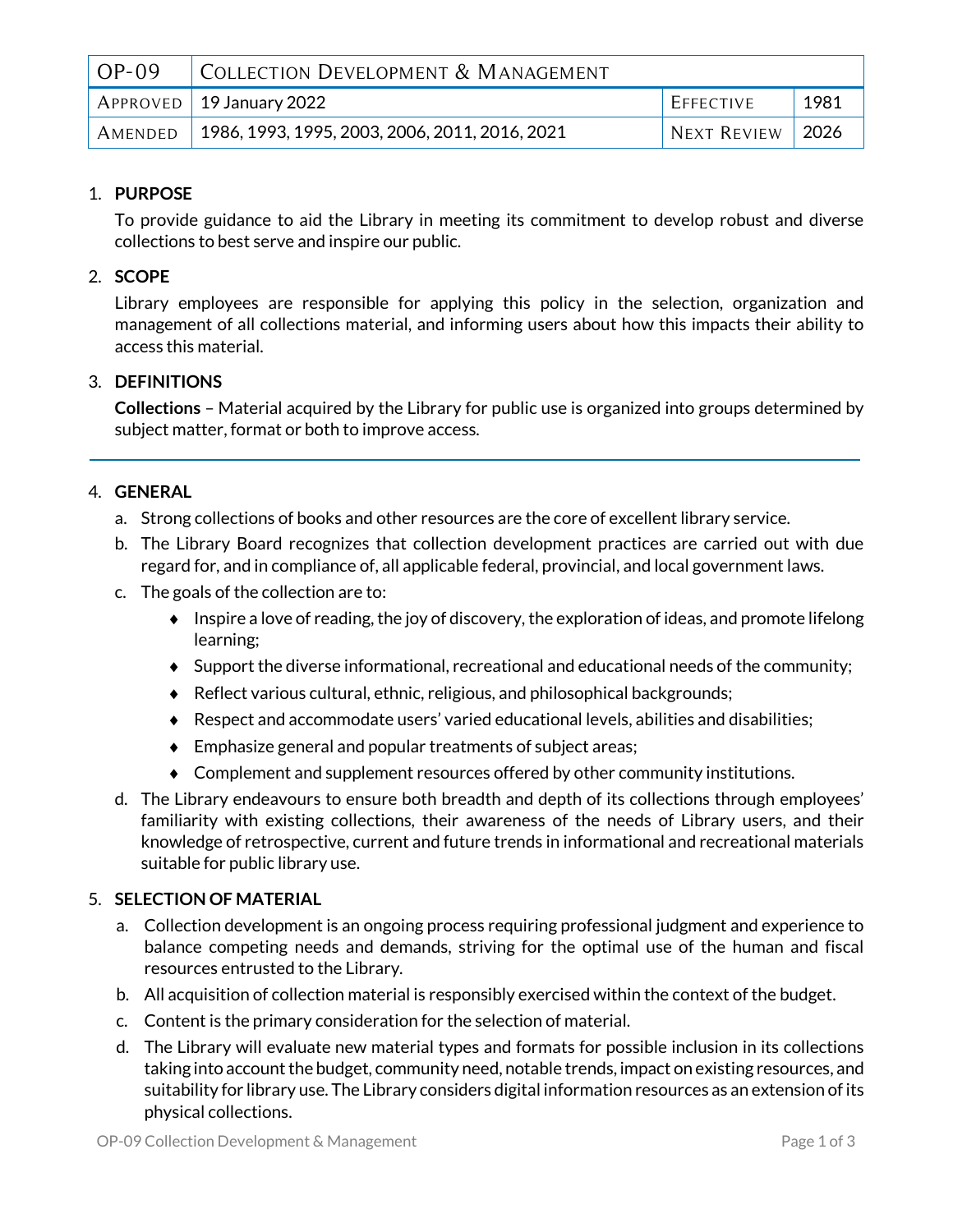| OP-09 | Collection Development & Management | | |
|---|---|---|---|
| Approved | 19 January 2022 | Effective | 1981 |
| Amended | 1986, 1993, 1995, 2003, 2006, 2011, 2016, 2021 | Next Review | 2026 |

1. **PURPOSE**

   To provide guidance to aid the Library in meeting its commitment to develop robust and diverse collections to best serve and inspire our public.

2. **SCOPE**

   Library employees are responsible for applying this policy in the selection, organization and management of all collections material, and informing users about how this impacts their ability to access this material.

3. **DEFINITIONS**

   **Collections** – Material acquired by the Library for public use is organized into groups determined by subject matter, format or both to improve access.

---

4. **GENERAL**

   a. Strong collections of books and other resources are the core of excellent library service.

   b. The Library Board recognizes that collection development practices are carried out with due regard for, and in compliance of, all applicable federal, provincial, and local government laws.

   c. The goals of the collection are to:
      - Inspire a love of reading, the joy of discovery, the exploration of ideas, and promote lifelong learning;
      - Support the diverse informational, recreational and educational needs of the community;
      - Reflect various cultural, ethnic, religious, and philosophical backgrounds;
      - Respect and accommodate users' varied educational levels, abilities and disabilities;
      - Emphasize general and popular treatments of subject areas;
      - Complement and supplement resources offered by other community institutions.

   d. The Library endeavours to ensure both breadth and depth of its collections through employees' familiarity with existing collections, their awareness of the needs of Library users, and their knowledge of retrospective, current and future trends in informational and recreational materials suitable for public library use.

5. **SELECTION OF MATERIAL**

   a. Collection development is an ongoing process requiring professional judgment and experience to balance competing needs and demands, striving for the optimal use of the human and fiscal resources entrusted to the Library.

   b. All acquisition of collection material is responsibly exercised within the context of the budget.

   c. Content is the primary consideration for the selection of material.

   d. The Library will evaluate new material types and formats for possible inclusion in its collections taking into account the budget, community need, notable trends, impact on existing resources, and suitability for library use. The Library considers digital information resources as an extension of its physical collections.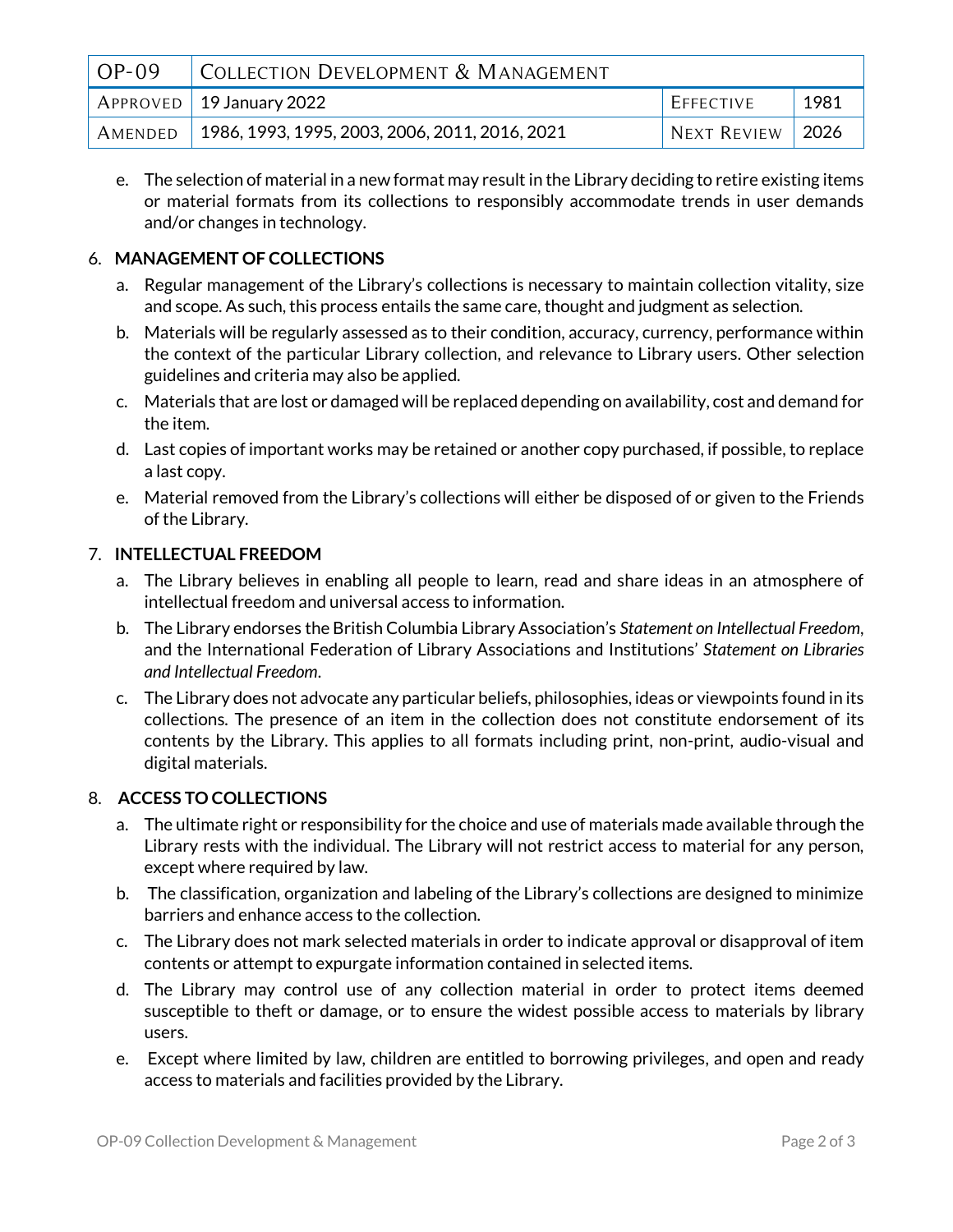e. The selection of material in a new format may result in the Library deciding to retire existing items or material formats from its collections to responsibly accommodate trends in user demands and/or changes in technology.

6. **MANAGEMENT OF COLLECTIONS**

   a. Regular management of the Library's collections is necessary to maintain collection vitality, size and scope. As such, this process entails the same care, thought and judgment as selection.

   b. Materials will be regularly assessed as to their condition, accuracy, currency, performance within the context of the particular Library collection, and relevance to Library users. Other selection guidelines and criteria may also be applied.

   c. Materials that are lost or damaged will be replaced depending on availability, cost and demand for the item.

   d. Last copies of important works may be retained or another copy purchased, if possible, to replace a last copy.

   e. Material removed from the Library's collections will either be disposed of or given to the Friends of the Library.

7. **INTELLECTUAL FREEDOM**

   a. The Library believes in enabling all people to learn, read and share ideas in an atmosphere of intellectual freedom and universal access to information.

   b. The Library endorses the British Columbia Library Association's *Statement on Intellectual Freedom*, and the International Federation of Library Associations and Institutions' *Statement on Libraries and Intellectual Freedom*.

   c. The Library does not advocate any particular beliefs, philosophies, ideas or viewpoints found in its collections. The presence of an item in the collection does not constitute endorsement of its contents by the Library. This applies to all formats including print, non-print, audio-visual and digital materials.

8. **ACCESS TO COLLECTIONS**

   a. The ultimate right or responsibility for the choice and use of materials made available through the Library rests with the individual. The Library will not restrict access to material for any person, except where required by law.

   b. The classification, organization and labeling of the Library's collections are designed to minimize barriers and enhance access to the collection.

   c. The Library does not mark selected materials in order to indicate approval or disapproval of item contents or attempt to expurgate information contained in selected items.

   d. The Library may control use of any collection material in order to protect items deemed susceptible to theft or damage, or to ensure the widest possible access to materials by library users.

   e. Except where limited by law, children are entitled to borrowing privileges, and open and ready access to materials and facilities provided by the Library.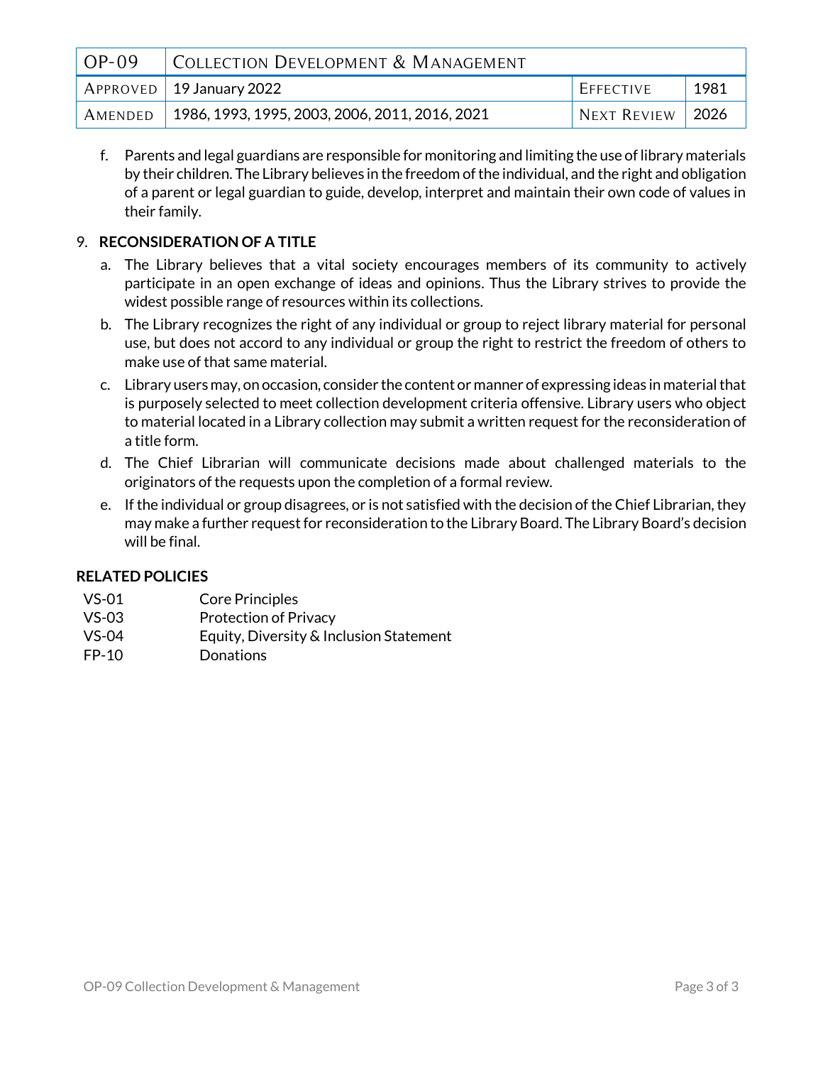| OP-09 | COLLECTION DEVELOPMENT & MANAGEMENT | | |
|---|---|---|---|
| APPROVED | 19 January 2022 | EFFECTIVE | 1981 |
| AMENDED | 1986, 1993, 1995, 2003, 2006, 2011, 2016, 2021 | NEXT REVIEW | 2026 |

f. Parents and legal guardians are responsible for monitoring and limiting the use of library materials by their children. The Library believes in the freedom of the individual, and the right and obligation of a parent or legal guardian to guide, develop, interpret and maintain their own code of values in their family.

9. **RECONSIDERATION OF A TITLE**

   a. The Library believes that a vital society encourages members of its community to actively participate in an open exchange of ideas and opinions. Thus the Library strives to provide the widest possible range of resources within its collections.

   b. The Library recognizes the right of any individual or group to reject library material for personal use, but does not accord to any individual or group the right to restrict the freedom of others to make use of that same material.

   c. Library users may, on occasion, consider the content or manner of expressing ideas in material that is purposely selected to meet collection development criteria offensive. Library users who object to material located in a Library collection may submit a written request for the reconsideration of a title form.

   d. The Chief Librarian will communicate decisions made about challenged materials to the originators of the requests upon the completion of a formal review.

   e. If the individual or group disagrees, or is not satisfied with the decision of the Chief Librarian, they may make a further request for reconsideration to the Library Board. The Library Board's decision will be final.

**RELATED POLICIES**

| | |
|---|---|
| VS-01 | Core Principles |
| VS-03 | Protection of Privacy |
| VS-04 | Equity, Diversity & Inclusion Statement |
| FP-10 | Donations |